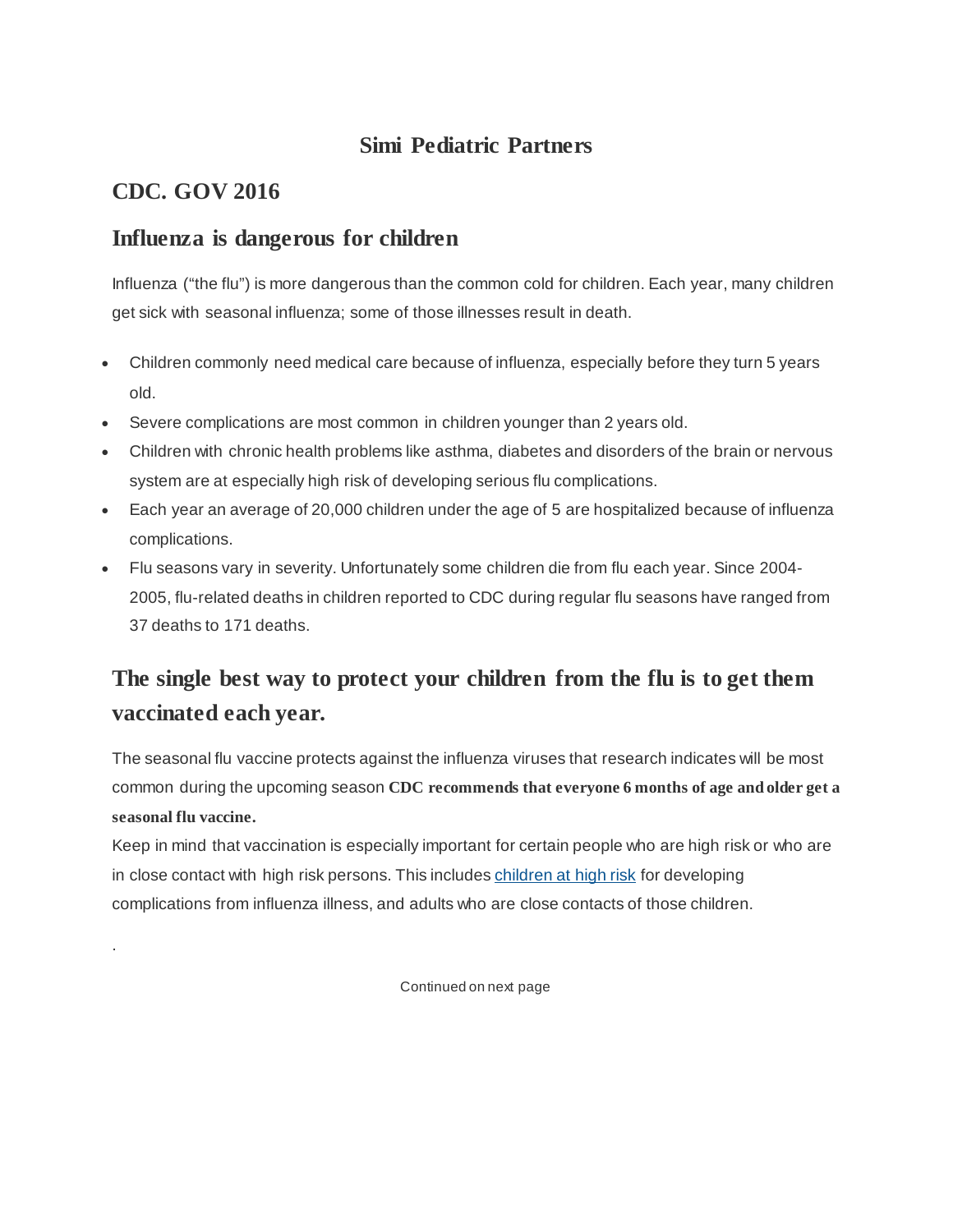# Simi Pediatric Partners

## CDC. GOV 2016

## Influenza is dangerous for children

Influenza ("the flu") is more dangerous than the common cold for children. Each year, many children get sick with seasonal influenza; some of those illnesses result in death.

- Children commonly need medical care because of influenza, especially before they turn 5 years old.
- Severe complications are most common in children younger than 2 years old.
- Children with chronic health problems like asthma, diabetes and disorders of the brain or nervous system are at especially high risk of developing serious flu complications.
- Each year an average of 20,000 children under the age of 5 are hospitalized because of influenza complications.
- Flu seasons vary in severity. Unfortunately some children die from flu each year. Since 2004-2005, flu-related deaths in children reported to CDC during regular flu seasons have ranged from 37 deaths to 171 deaths.

## The single best way to protect your children from the flu is to get them vaccinated each year.

The seasonal flu vaccine protects against the influenza viruses that research indicates will be most common during the upcoming season **CDC recommends that everyone 6 months of age and older get a seasonal flu vaccine.**

Keep in mind that vaccination is especially important for certain people who are high risk or who are in close contact with high risk persons. This includes children at high risk for developing complications from influenza illness, and adults who are close contacts of those children.

.

Continued on next page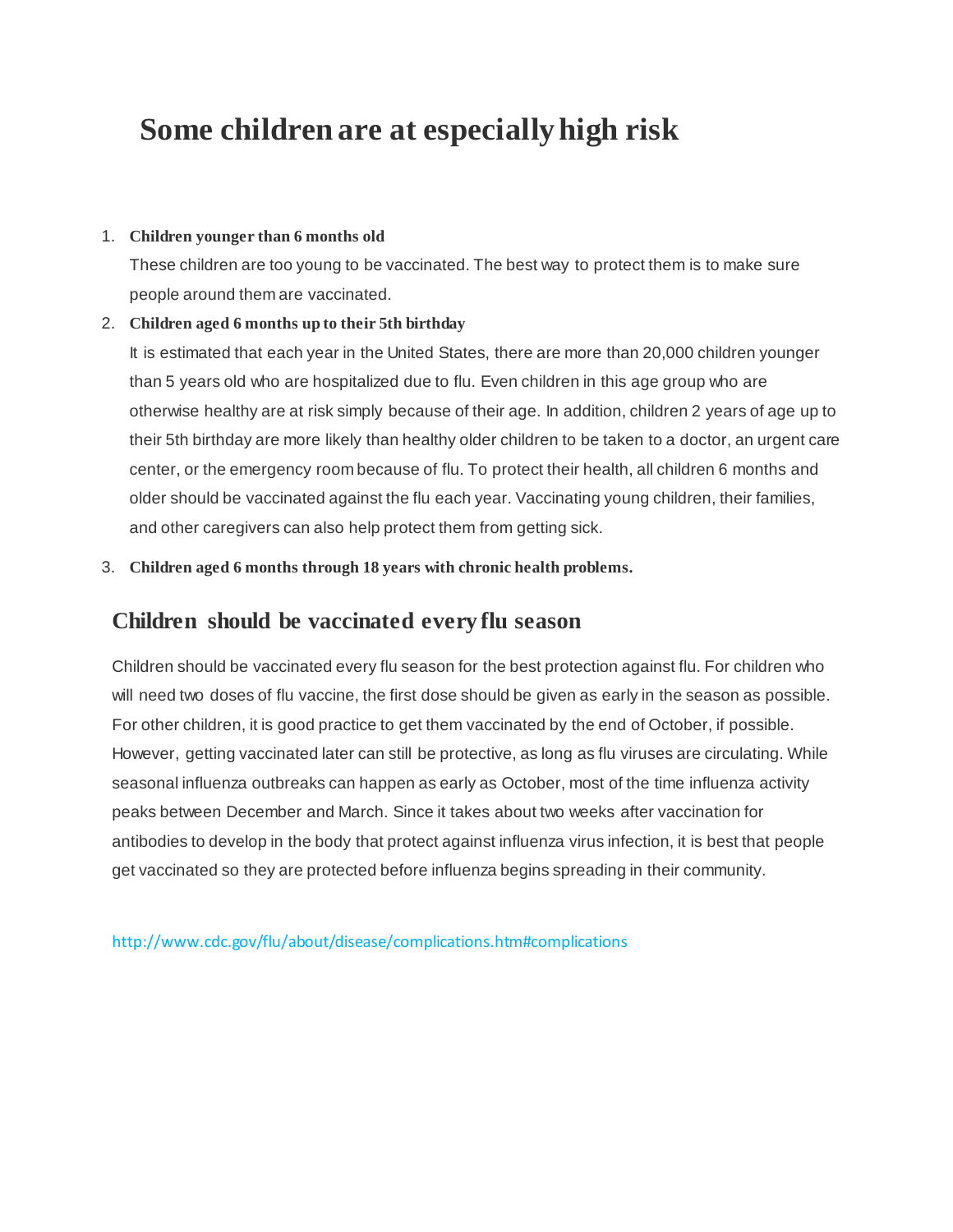# Some children are at especially high risk

1. **Children younger than 6 months old**
   These children are too young to be vaccinated. The best way to protect them is to make sure people around them are vaccinated.
2. **Children aged 6 months up to their 5th birthday**
   It is estimated that each year in the United States, there are more than 20,000 children younger than 5 years old who are hospitalized due to flu. Even children in this age group who are otherwise healthy are at risk simply because of their age. In addition, children 2 years of age up to their 5th birthday are more likely than healthy older children to be taken to a doctor, an urgent care center, or the emergency room because of flu. To protect their health, all children 6 months and older should be vaccinated against the flu each year. Vaccinating young children, their families, and other caregivers can also help protect them from getting sick.
3. **Children aged 6 months through 18 years with chronic health problems.**

## Children should be vaccinated every flu season

Children should be vaccinated every flu season for the best protection against flu. For children who will need two doses of flu vaccine, the first dose should be given as early in the season as possible. For other children, it is good practice to get them vaccinated by the end of October, if possible. However, getting vaccinated later can still be protective, as long as flu viruses are circulating. While seasonal influenza outbreaks can happen as early as October, most of the time influenza activity peaks between December and March. Since it takes about two weeks after vaccination for antibodies to develop in the body that protect against influenza virus infection, it is best that people get vaccinated so they are protected before influenza begins spreading in their community.

http://www.cdc.gov/flu/about/disease/complications.htm#complications